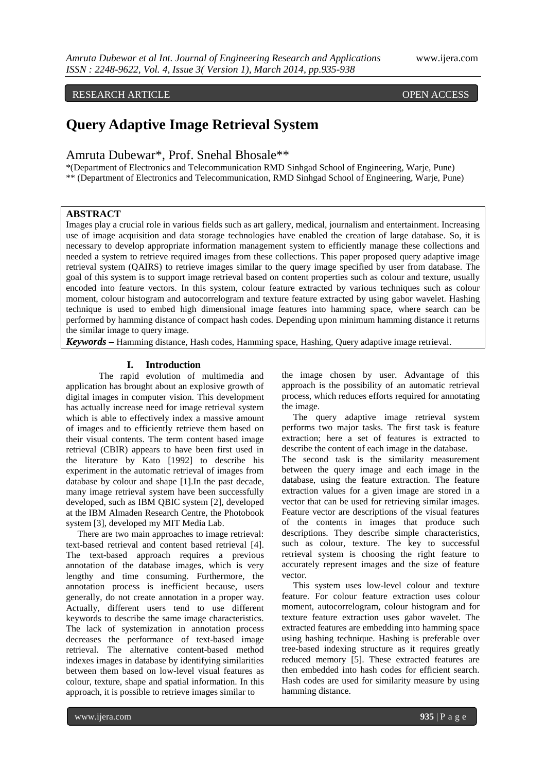RESEARCH ARTICLE OPEN ACCESS

# Query Adaptive Image Retrieval System

Amruta Dubewar*, Prof. Snehal Bhosale**

*(Department of Electronics and Telecommunication RMD Sinhgad School of Engineering, Warje, Pune)
** (Department of Electronics and Telecommunication, RMD Sinhgad School of Engineering, Warje, Pune)

## ABSTRACT

Images play a crucial role in various fields such as art gallery, medical, journalism and entertainment. Increasing use of image acquisition and data storage technologies have enabled the creation of large database. So, it is necessary to develop appropriate information management system to efficiently manage these collections and needed a system to retrieve required images from these collections. This paper proposed query adaptive image retrieval system (QAIRS) to retrieve images similar to the query image specified by user from database. The goal of this system is to support image retrieval based on content properties such as colour and texture, usually encoded into feature vectors. In this system, colour feature extracted by various techniques such as colour moment, colour histogram and autocorrelogram and texture feature extracted by using gabor wavelet. Hashing technique is used to embed high dimensional image features into hamming space, where search can be performed by hamming distance of compact hash codes. Depending upon minimum hamming distance it returns the similar image to query image.

***Keywords*** **–** Hamming distance, Hash codes, Hamming space, Hashing, Query adaptive image retrieval.

## I. Introduction

The rapid evolution of multimedia and application has brought about an explosive growth of digital images in computer vision. This development has actually increase need for image retrieval system which is able to effectively index a massive amount of images and to efficiently retrieve them based on their visual contents. The term content based image retrieval (CBIR) appears to have been first used in the literature by Kato [1992] to describe his experiment in the automatic retrieval of images from database by colour and shape [1].In the past decade, many image retrieval system have been successfully developed, such as IBM QBIC system [2], developed at the IBM Almaden Research Centre, the Photobook system [3], developed my MIT Media Lab.

There are two main approaches to image retrieval: text-based retrieval and content based retrieval [4]. The text-based approach requires a previous annotation of the database images, which is very lengthy and time consuming. Furthermore, the annotation process is inefficient because, users generally, do not create annotation in a proper way. Actually, different users tend to use different keywords to describe the same image characteristics. The lack of systemization in annotation process decreases the performance of text-based image retrieval. The alternative content-based method indexes images in database by identifying similarities between them based on low-level visual features as colour, texture, shape and spatial information. In this approach, it is possible to retrieve images similar to the image chosen by user. Advantage of this approach is the possibility of an automatic retrieval process, which reduces efforts required for annotating the image.

The query adaptive image retrieval system performs two major tasks. The first task is feature extraction; here a set of features is extracted to describe the content of each image in the database.
The second task is the similarity measurement between the query image and each image in the database, using the feature extraction. The feature extraction values for a given image are stored in a vector that can be used for retrieving similar images. Feature vector are descriptions of the visual features of the contents in images that produce such descriptions. They describe simple characteristics, such as colour, texture. The key to successful retrieval system is choosing the right feature to accurately represent images and the size of feature vector.

This system uses low-level colour and texture feature. For colour feature extraction uses colour moment, autocorrelogram, colour histogram and for texture feature extraction uses gabor wavelet. The extracted features are embedding into hamming space using hashing technique. Hashing is preferable over tree-based indexing structure as it requires greatly reduced memory [5]. These extracted features are then embedded into hash codes for efficient search. Hash codes are used for similarity measure by using hamming distance.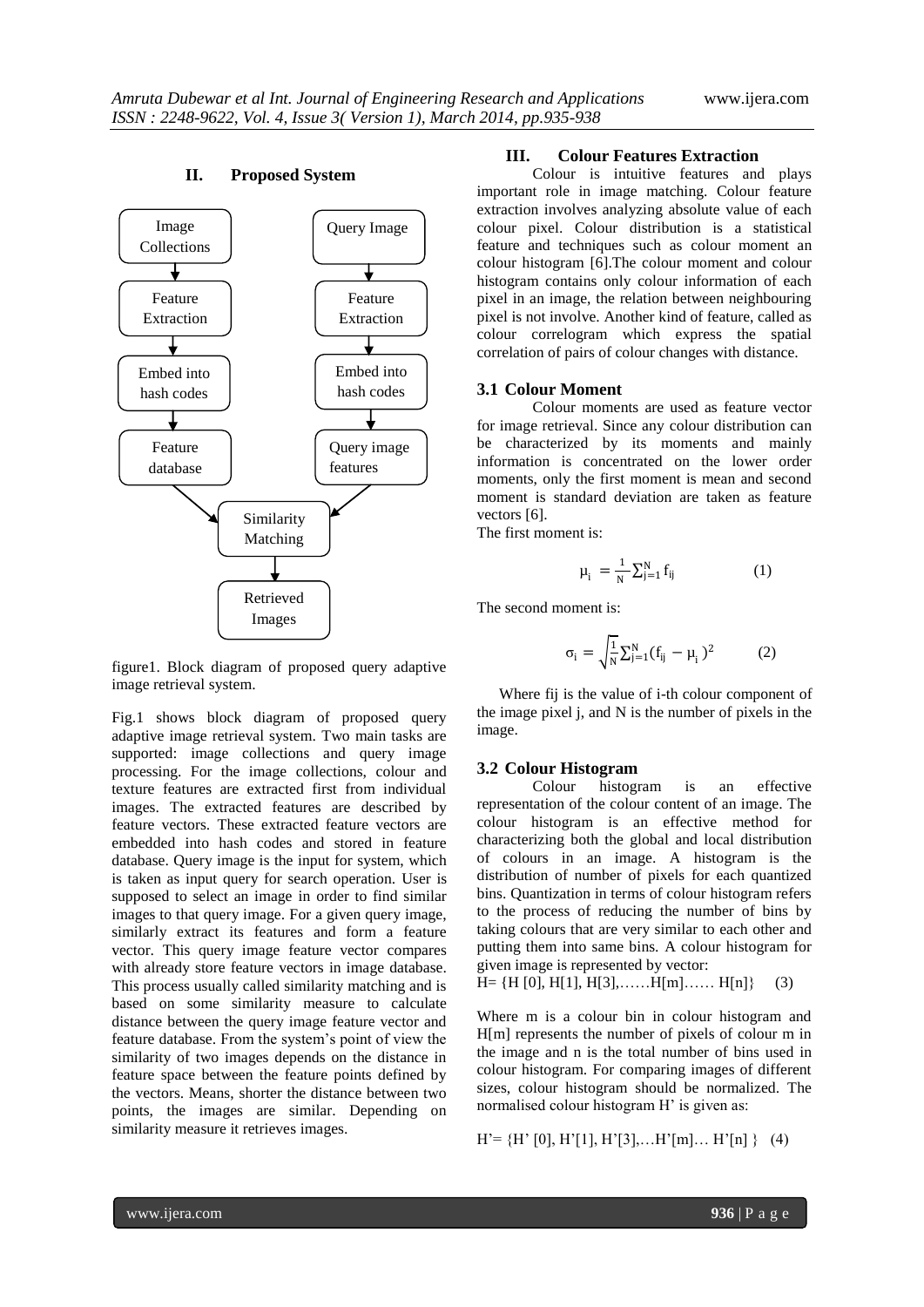## II. Proposed System

figure1. Block diagram of proposed query adaptive image retrieval system.

Fig.1 shows block diagram of proposed query adaptive image retrieval system. Two main tasks are supported: image collections and query image processing. For the image collections, colour and texture features are extracted first from individual images. The extracted features are described by feature vectors. These extracted feature vectors are embedded into hash codes and stored in feature database. Query image is the input for system, which is taken as input query for search operation. User is supposed to select an image in order to find similar images to that query image. For a given query image, similarly extract its features and form a feature vector. This query image feature vector compares with already store feature vectors in image database. This process usually called similarity matching and is based on some similarity measure to calculate distance between the query image feature vector and feature database. From the system's point of view the similarity of two images depends on the distance in feature space between the feature points defined by the vectors. Means, shorter the distance between two points, the images are similar. Depending on similarity measure it retrieves images.

## III. Colour Features Extraction

Colour is intuitive features and plays important role in image matching. Colour feature extraction involves analyzing absolute value of each colour pixel. Colour distribution is a statistical feature and techniques such as colour moment an colour histogram [6].The colour moment and colour histogram contains only colour information of each pixel in an image, the relation between neighbouring pixel is not involve. Another kind of feature, called as colour correlogram which express the spatial correlation of pairs of colour changes with distance.

### 3.1 Colour Moment

Colour moments are used as feature vector for image retrieval. Since any colour distribution can be characterized by its moments and mainly information is concentrated on the lower order moments, only the first moment is mean and second moment is standard deviation are taken as feature vectors [6].

The first moment is:

$$\mu_i = \frac{1}{N}\sum_{j=1}^{N} f_{ij} \qquad (1)$$

The second moment is:

$$\sigma_i = \sqrt{\frac{1}{N}\sum_{j=1}^{N}(f_{ij} - \mu_i)^2} \qquad (2)$$

Where fij is the value of i-th colour component of the image pixel j, and N is the number of pixels in the image.

### 3.2 Colour Histogram

Colour histogram is an effective representation of the colour content of an image. The colour histogram is an effective method for characterizing both the global and local distribution of colours in an image. A histogram is the distribution of number of pixels for each quantized bins. Quantization in terms of colour histogram refers to the process of reducing the number of bins by taking colours that are very similar to each other and putting them into same bins. A colour histogram for given image is represented by vector:

H= {H [0], H[1], H[3],……H[m]…… H[n]} (3)

Where m is a colour bin in colour histogram and H[m] represents the number of pixels of colour m in the image and n is the total number of bins used in colour histogram. For comparing images of different sizes, colour histogram should be normalized. The normalised colour histogram H' is given as:

H'= {H' [0], H'[1], H'[3],…H'[m]… H'[n] } (4)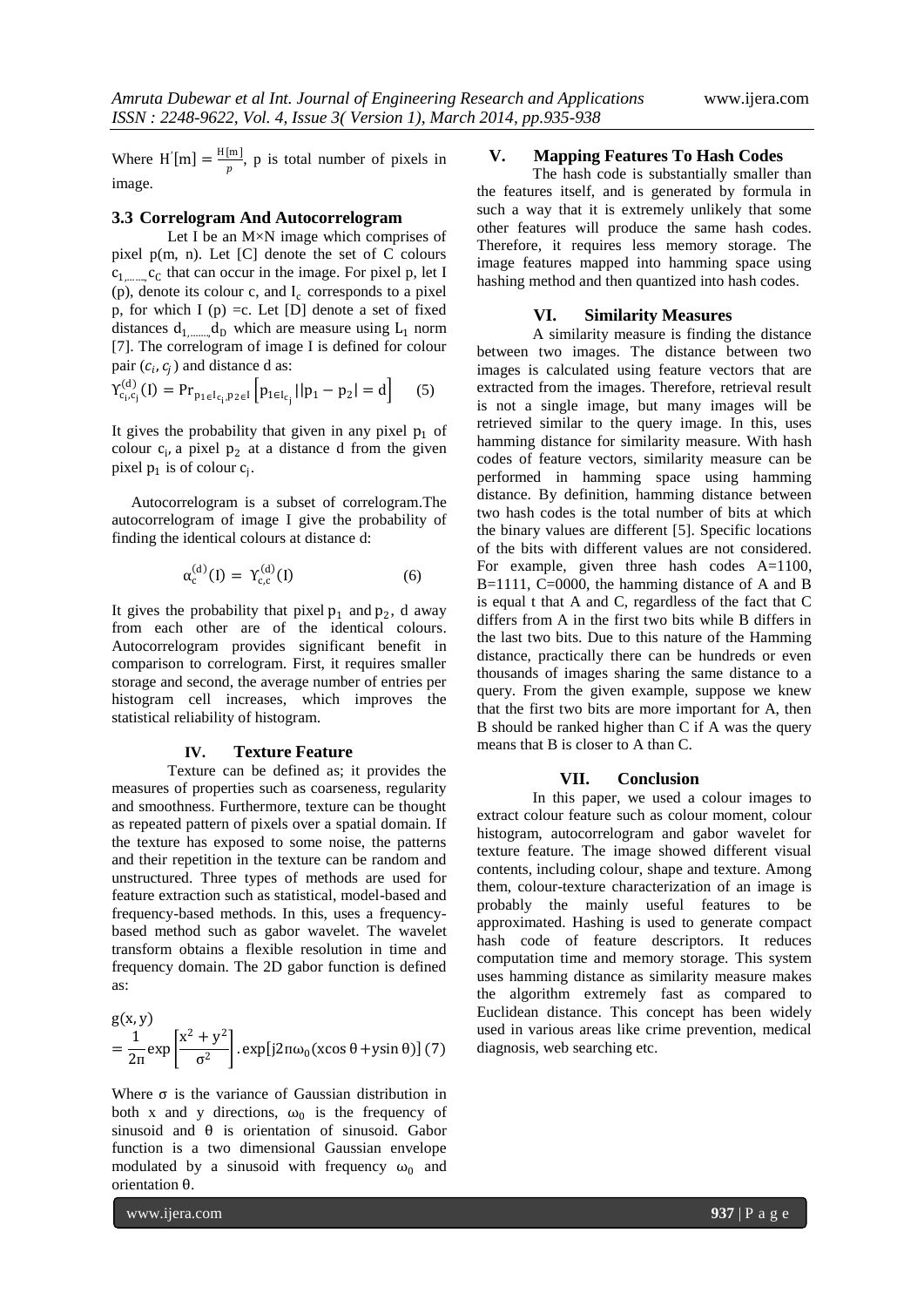Where $H'[m] = \frac{H[m]}{p}$, p is total number of pixels in image.

### 3.3 Correlogram And Autocorrelogram

Let I be an M×N image which comprises of pixel p(m, n). Let [C] denote the set of C colours $c_1, \ldots, c_C$ that can occur in the image. For pixel p, let I (p), denote its colour c, and $I_c$ corresponds to a pixel p, for which I (p) =c. Let [D] denote a set of fixed distances $d_1, \ldots, d_D$ which are measure using $L_1$ norm [7]. The correlogram of image I is defined for colour pair $(c_i, c_j)$ and distance d as:

$$\Upsilon_{c_i,c_j}^{(d)}(I) = \Pr_{p_1 \in I_{c_i}, p_2 \in I}\left[p_1 \in I_{c_j} \,||p_1 - p_2| = d\right] \quad (5)$$

It gives the probability that given in any pixel $p_1$ of colour $c_i$, a pixel $p_2$ at a distance d from the given pixel $p_1$ is of colour $c_j$.

Autocorrelogram is a subset of correlogram.The autocorrelogram of image I give the probability of finding the identical colours at distance d:

$$\alpha_c^{(d)}(I) = \Upsilon_{c,c}^{(d)}(I) \quad (6)$$

It gives the probability that pixel $p_1$ and $p_2$, d away from each other are of the identical colours. Autocorrelogram provides significant benefit in comparison to correlogram. First, it requires smaller storage and second, the average number of entries per histogram cell increases, which improves the statistical reliability of histogram.

## IV. Texture Feature

Texture can be defined as; it provides the measures of properties such as coarseness, regularity and smoothness. Furthermore, texture can be thought as repeated pattern of pixels over a spatial domain. If the texture has exposed to some noise, the patterns and their repetition in the texture can be random and unstructured. Three types of methods are used for feature extraction such as statistical, model-based and frequency-based methods. In this, uses a frequency-based method such as gabor wavelet. The wavelet transform obtains a flexible resolution in time and frequency domain. The 2D gabor function is defined as:

$$g(x, y) = \frac{1}{2\pi}\exp\left[\frac{x^2 + y^2}{\sigma^2}\right].\exp[j2\pi\omega_0(x\cos\theta + y\sin\theta)] \quad (7)$$

Where σ is the variance of Gaussian distribution in both x and y directions, $\omega_0$ is the frequency of sinusoid and θ is orientation of sinusoid. Gabor function is a two dimensional Gaussian envelope modulated by a sinusoid with frequency $\omega_0$ and orientation θ.

## V. Mapping Features To Hash Codes

The hash code is substantially smaller than the features itself, and is generated by formula in such a way that it is extremely unlikely that some other features will produce the same hash codes. Therefore, it requires less memory storage. The image features mapped into hamming space using hashing method and then quantized into hash codes.

## VI. Similarity Measures

A similarity measure is finding the distance between two images. The distance between two images is calculated using feature vectors that are extracted from the images. Therefore, retrieval result is not a single image, but many images will be retrieved similar to the query image. In this, uses hamming distance for similarity measure. With hash codes of feature vectors, similarity measure can be performed in hamming space using hamming distance. By definition, hamming distance between two hash codes is the total number of bits at which the binary values are different [5]. Specific locations of the bits with different values are not considered. For example, given three hash codes A=1100, B=1111, C=0000, the hamming distance of A and B is equal t that A and C, regardless of the fact that C differs from A in the first two bits while B differs in the last two bits. Due to this nature of the Hamming distance, practically there can be hundreds or even thousands of images sharing the same distance to a query. From the given example, suppose we knew that the first two bits are more important for A, then B should be ranked higher than C if A was the query means that B is closer to A than C.

## VII. Conclusion

In this paper, we used a colour images to extract colour feature such as colour moment, colour histogram, autocorrelogram and gabor wavelet for texture feature. The image showed different visual contents, including colour, shape and texture. Among them, colour-texture characterization of an image is probably the mainly useful features to be approximated. Hashing is used to generate compact hash code of feature descriptors. It reduces computation time and memory storage. This system uses hamming distance as similarity measure makes the algorithm extremely fast as compared to Euclidean distance. This concept has been widely used in various areas like crime prevention, medical diagnosis, web searching etc.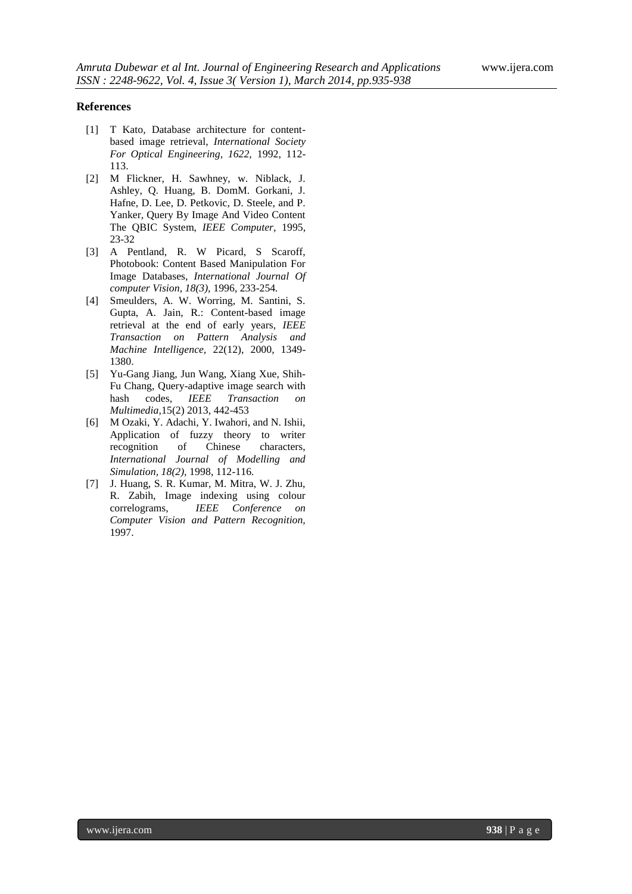## References

[1] T Kato, Database architecture for content-based image retrieval, *International Society For Optical Engineering, 1622*, 1992, 112-113.

[2] M Flickner, H. Sawhney, w. Niblack, J. Ashley, Q. Huang, B. DomM. Gorkani, J. Hafne, D. Lee, D. Petkovic, D. Steele, and P. Yanker, Query By Image And Video Content The QBIC System, *IEEE Computer*, 1995, 23-32

[3] A Pentland, R. W Picard, S Scaroff, Photobook: Content Based Manipulation For Image Databases, *International Journal Of computer Vision, 18(3)*, 1996, 233-254.

[4] Smeulders, A. W. Worring, M. Santini, S. Gupta, A. Jain, R.: Content-based image retrieval at the end of early years, *IEEE Transaction on Pattern Analysis and Machine Intelligence,* 22(12), 2000, 1349-1380.

[5] Yu-Gang Jiang, Jun Wang, Xiang Xue, Shih-Fu Chang, Query-adaptive image search with hash codes, *IEEE Transaction on Multimedia*,15(2) 2013, 442-453

[6] M Ozaki, Y. Adachi, Y. Iwahori, and N. Ishii, Application of fuzzy theory to writer recognition of Chinese characters, *International Journal of Modelling and Simulation, 18(2),* 1998, 112-116.

[7] J. Huang, S. R. Kumar, M. Mitra, W. J. Zhu, R. Zabih, Image indexing using colour correlograms, *IEEE Conference on Computer Vision and Pattern Recognition*, 1997.